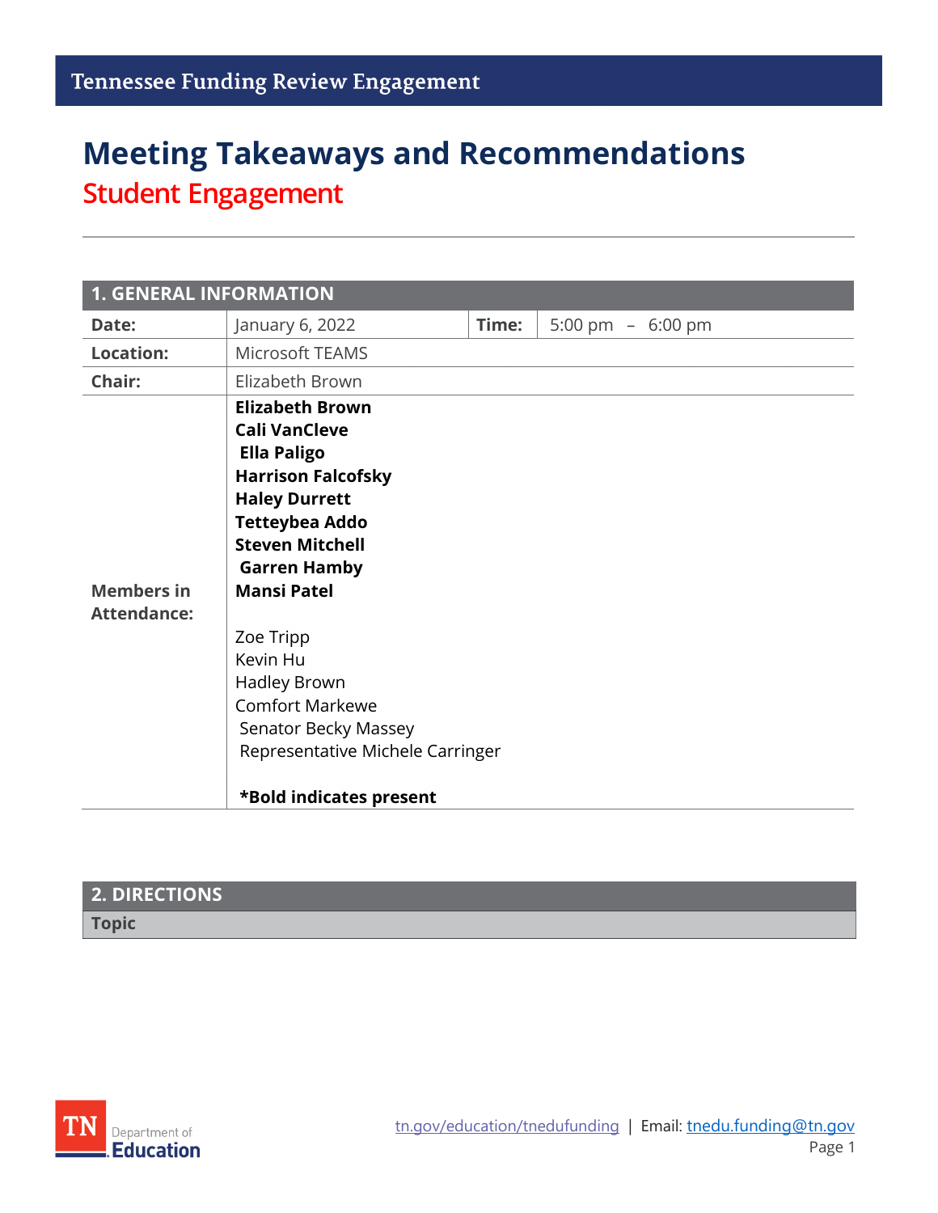Tennessee Funding Review Engagement

# Meeting Takeaways and Recommendations

## Student Engagement

| 1. GENERAL INFORMATION | | | |
|---|---|---|---|
| **Date:** | January 6, 2022 | **Time:** | 5:00 pm – 6:00 pm |
| **Location:** | Microsoft TEAMS | | |
| **Chair:** | Elizabeth Brown | | |
| **Members in Attendance:** | **Elizabeth Brown**<br>**Cali VanCleve**<br>**Ella Paligo**<br>**Harrison Falcofsky**<br>**Haley Durrett**<br>**Tetteybea Addo**<br>**Steven Mitchell**<br>**Garren Hamby**<br>**Mansi Patel**<br><br>Zoe Tripp<br>Kevin Hu<br>Hadley Brown<br>Comfort Markewe<br>Senator Becky Massey<br>Representative Michele Carringer<br><br>**\*Bold indicates present** | | |

| 2. DIRECTIONS |
|---|
| **Topic** |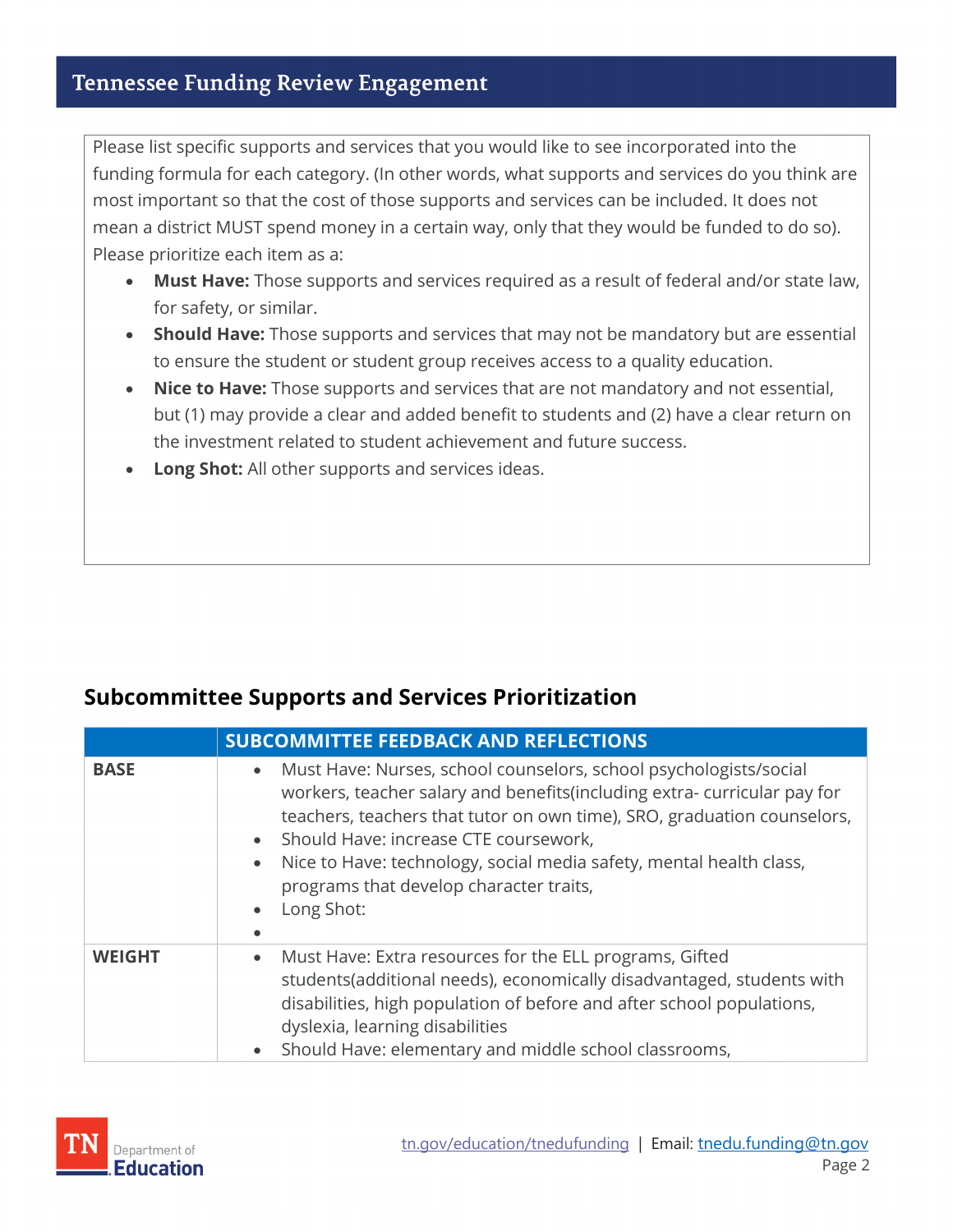Please list specific supports and services that you would like to see incorporated into the funding formula for each category. (In other words, what supports and services do you think are most important so that the cost of those supports and services can be included. It does not mean a district MUST spend money in a certain way, only that they would be funded to do so). Please prioritize each item as a:

- **Must Have:** Those supports and services required as a result of federal and/or state law, for safety, or similar.
- **Should Have:** Those supports and services that may not be mandatory but are essential to ensure the student or student group receives access to a quality education.
- **Nice to Have:** Those supports and services that are not mandatory and not essential, but (1) may provide a clear and added benefit to students and (2) have a clear return on the investment related to student achievement and future success.
- **Long Shot:** All other supports and services ideas.

## Subcommittee Supports and Services Prioritization

| | SUBCOMMITTEE FEEDBACK AND REFLECTIONS |
|---|---|
| **BASE** | • Must Have: Nurses, school counselors, school psychologists/social workers, teacher salary and benefits(including extra- curricular pay for teachers, teachers that tutor on own time), SRO, graduation counselors,<br>• Should Have: increase CTE coursework,<br>• Nice to Have: technology, social media safety, mental health class, programs that develop character traits,<br>• Long Shot:<br>• |
| **WEIGHT** | • Must Have: Extra resources for the ELL programs, Gifted students(additional needs), economically disadvantaged, students with disabilities, high population of before and after school populations, dyslexia, learning disabilities<br>• Should Have: elementary and middle school classrooms, |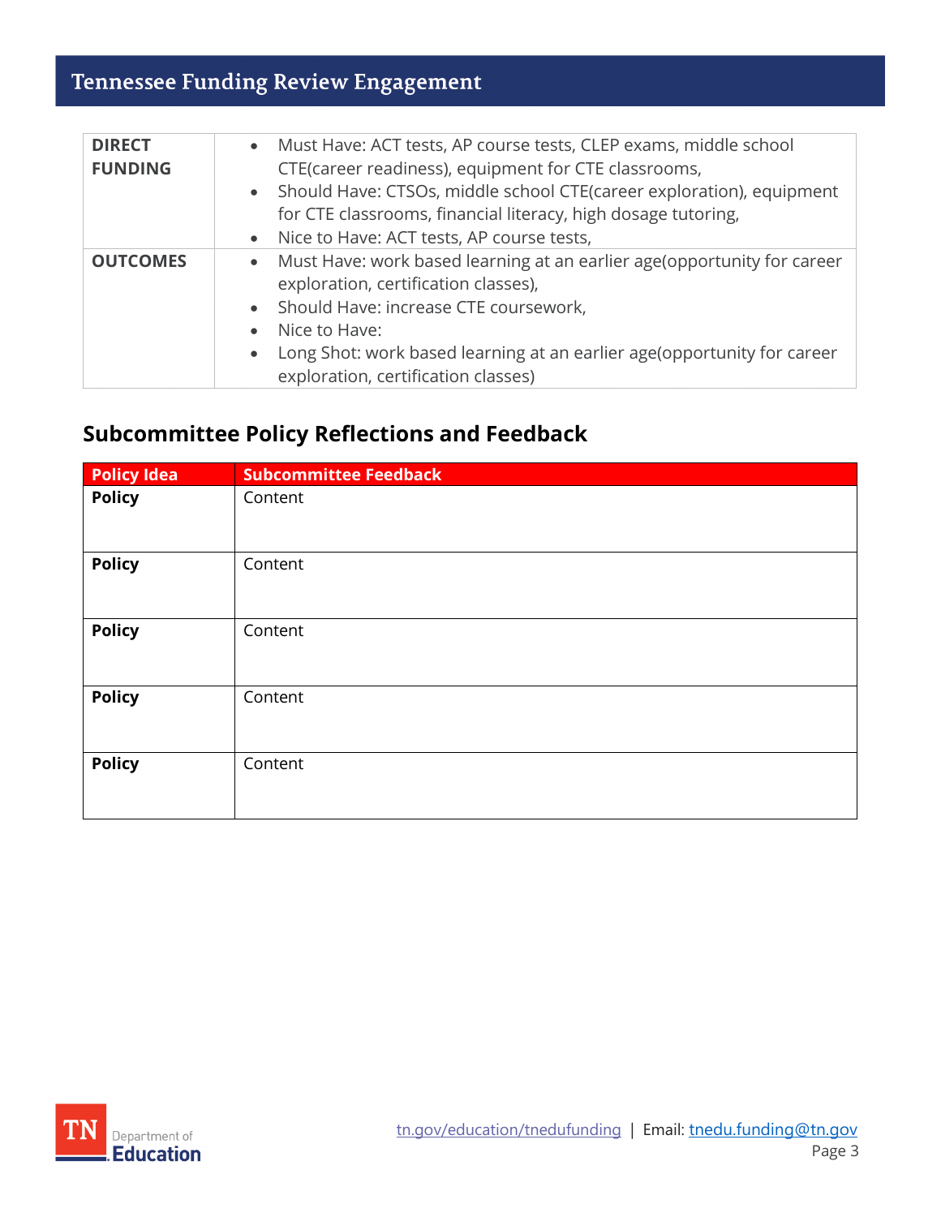| | |
|---|---|
| **DIRECT FUNDING** | • Must Have: ACT tests, AP course tests, CLEP exams, middle school CTE(career readiness), equipment for CTE classrooms,<br>• Should Have: CTSOs, middle school CTE(career exploration), equipment for CTE classrooms, financial literacy, high dosage tutoring,<br>• Nice to Have: ACT tests, AP course tests, |
| **OUTCOMES** | • Must Have: work based learning at an earlier age(opportunity for career exploration, certification classes),<br>• Should Have: increase CTE coursework,<br>• Nice to Have:<br>• Long Shot: work based learning at an earlier age(opportunity for career exploration, certification classes) |

## Subcommittee Policy Reflections and Feedback

| Policy Idea | Subcommittee Feedback |
|---|---|
| **Policy** | Content |
| **Policy** | Content |
| **Policy** | Content |
| **Policy** | Content |
| **Policy** | Content |